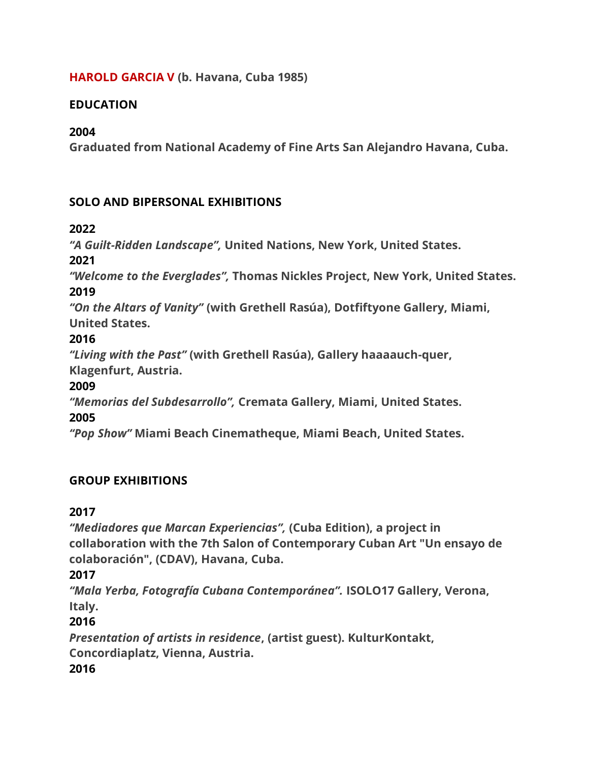**HAROLD GARCIA V (b. Havana, Cuba 1985)**

## EDUCATION

**2004**
**Graduated from National Academy of Fine Arts San Alejandro Havana, Cuba.**

## SOLO AND BIPERSONAL EXHIBITIONS

**2022**
***"A Guilt-Ridden Landscape",* United Nations, New York, United States.**
**2021**
***"Welcome to the Everglades",* Thomas Nickles Project, New York, United States.**
**2019**
***"On the Altars of Vanity"* (with Grethell Rasúa), Dotfiftyone Gallery, Miami, United States.**
**2016**
***"Living with the Past"* (with Grethell Rasúa), Gallery haaaauch-quer, Klagenfurt, Austria.**
**2009**
***"Memorias del Subdesarrollo",* Cremata Gallery, Miami, United States.**
**2005**
***"Pop Show"* Miami Beach Cinematheque, Miami Beach, United States.**

## GROUP EXHIBITIONS

**2017**
***"Mediadores que Marcan Experiencias",* (Cuba Edition), a project in collaboration with the 7th Salon of Contemporary Cuban Art "Un ensayo de colaboración", (CDAV), Havana, Cuba.**
**2017**
***"Mala Yerba, Fotografía Cubana Contemporánea".* ISOLO17 Gallery, Verona, Italy.**
**2016**
***Presentation of artists in residence*, (artist guest). KulturKontakt, Concordiaplatz, Vienna, Austria.**
**2016**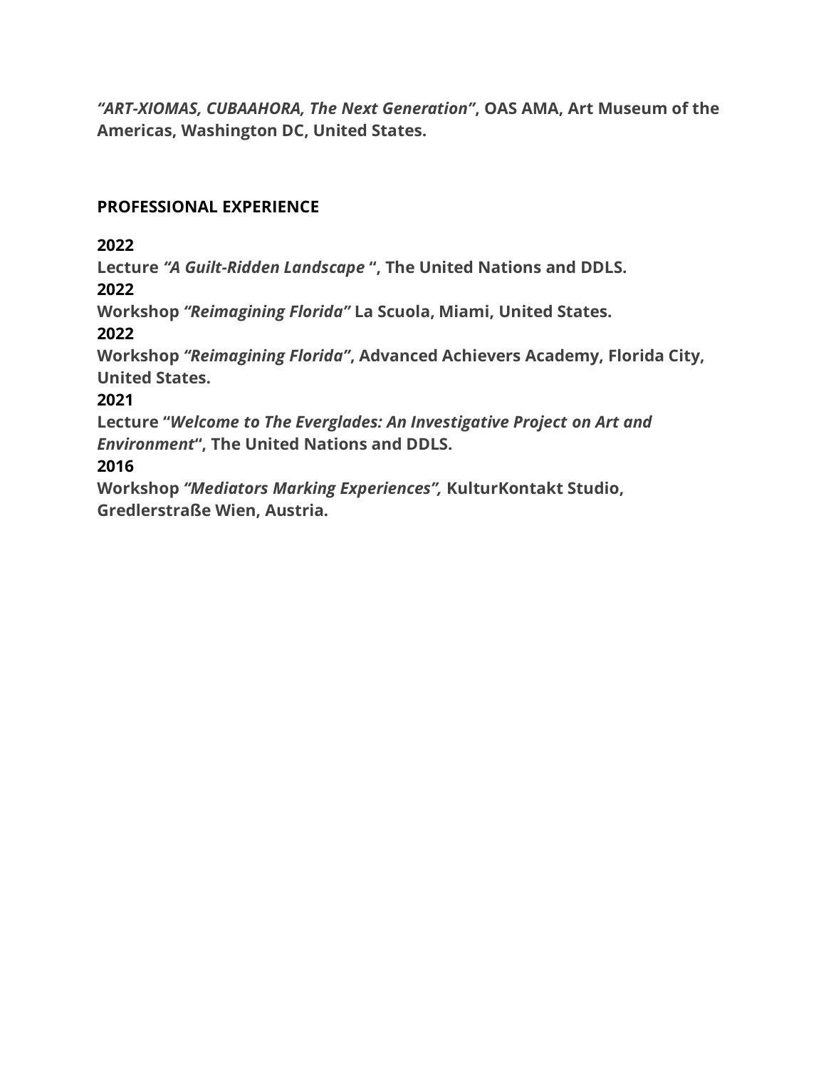***"ART-XIOMAS, CUBAAHORA, The Next Generation"*, OAS AMA, Art Museum of the Americas, Washington DC, United States.**

## PROFESSIONAL EXPERIENCE

**2022**
**Lecture *"A Guilt-Ridden Landscape* ", The United Nations and DDLS.**
**2022**
**Workshop *"Reimagining Florida"* La Scuola, Miami, United States.**
**2022**
**Workshop *"Reimagining Florida"*, Advanced Achievers Academy, Florida City, United States.**
**2021**
**Lecture "*Welcome to The Everglades: An Investigative Project on Art and Environment*", The United Nations and DDLS.**
**2016**
**Workshop *"Mediators Marking Experiences",* KulturKontakt Studio, Gredlerstraße Wien, Austria.**